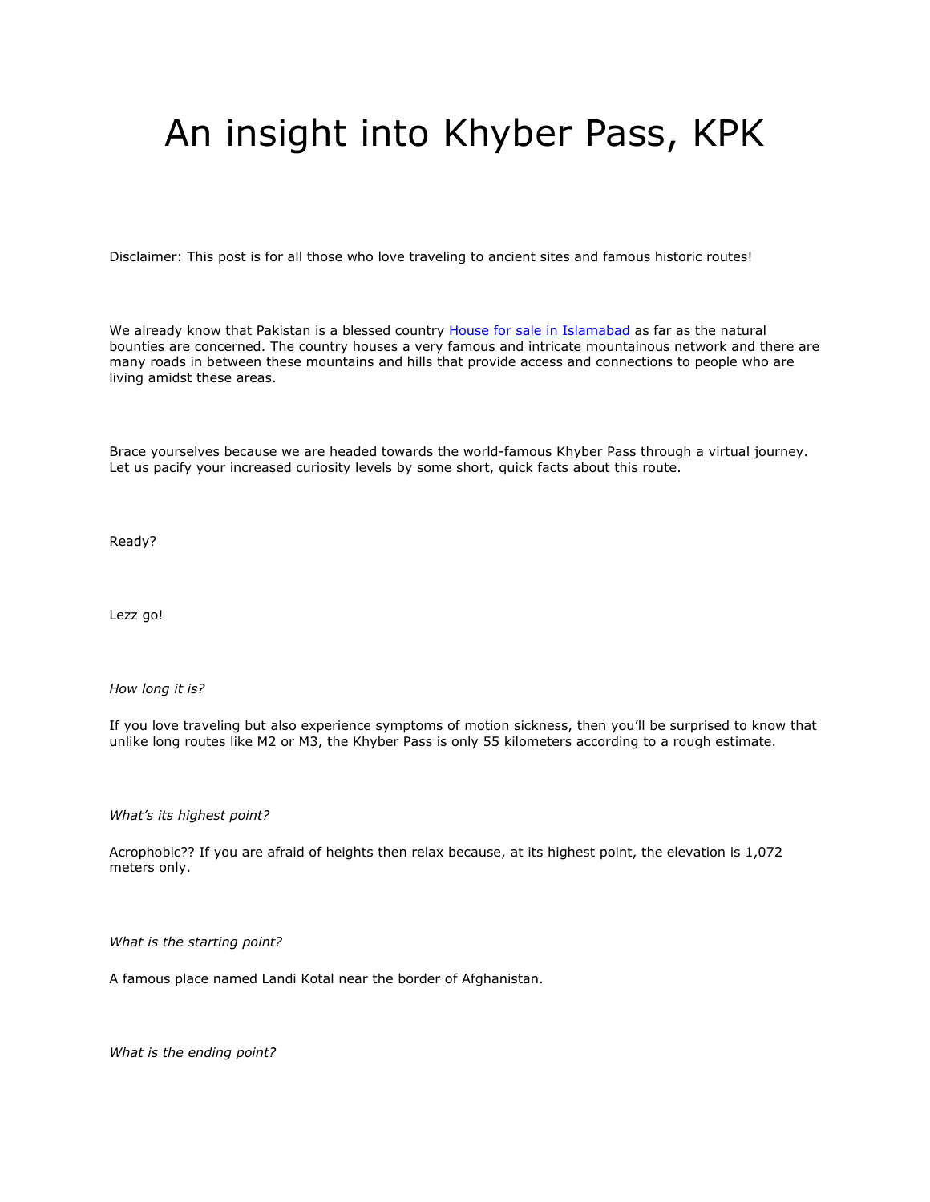# An insight into Khyber Pass, KPK

Disclaimer: This post is for all those who love traveling to ancient sites and famous historic routes!

We already know that Pakistan is a blessed country [House for sale in Islamabad]() as far as the natural bounties are concerned. The country houses a very famous and intricate mountainous network and there are many roads in between these mountains and hills that provide access and connections to people who are living amidst these areas.

Brace yourselves because we are headed towards the world-famous Khyber Pass through a virtual journey. Let us pacify your increased curiosity levels by some short, quick facts about this route.

Ready?

Lezz go!

*How long it is?*

If you love traveling but also experience symptoms of motion sickness, then you'll be surprised to know that unlike long routes like M2 or M3, the Khyber Pass is only 55 kilometers according to a rough estimate.

*What's its highest point?*

Acrophobic?? If you are afraid of heights then relax because, at its highest point, the elevation is 1,072 meters only.

*What is the starting point?*

A famous place named Landi Kotal near the border of Afghanistan.

*What is the ending point?*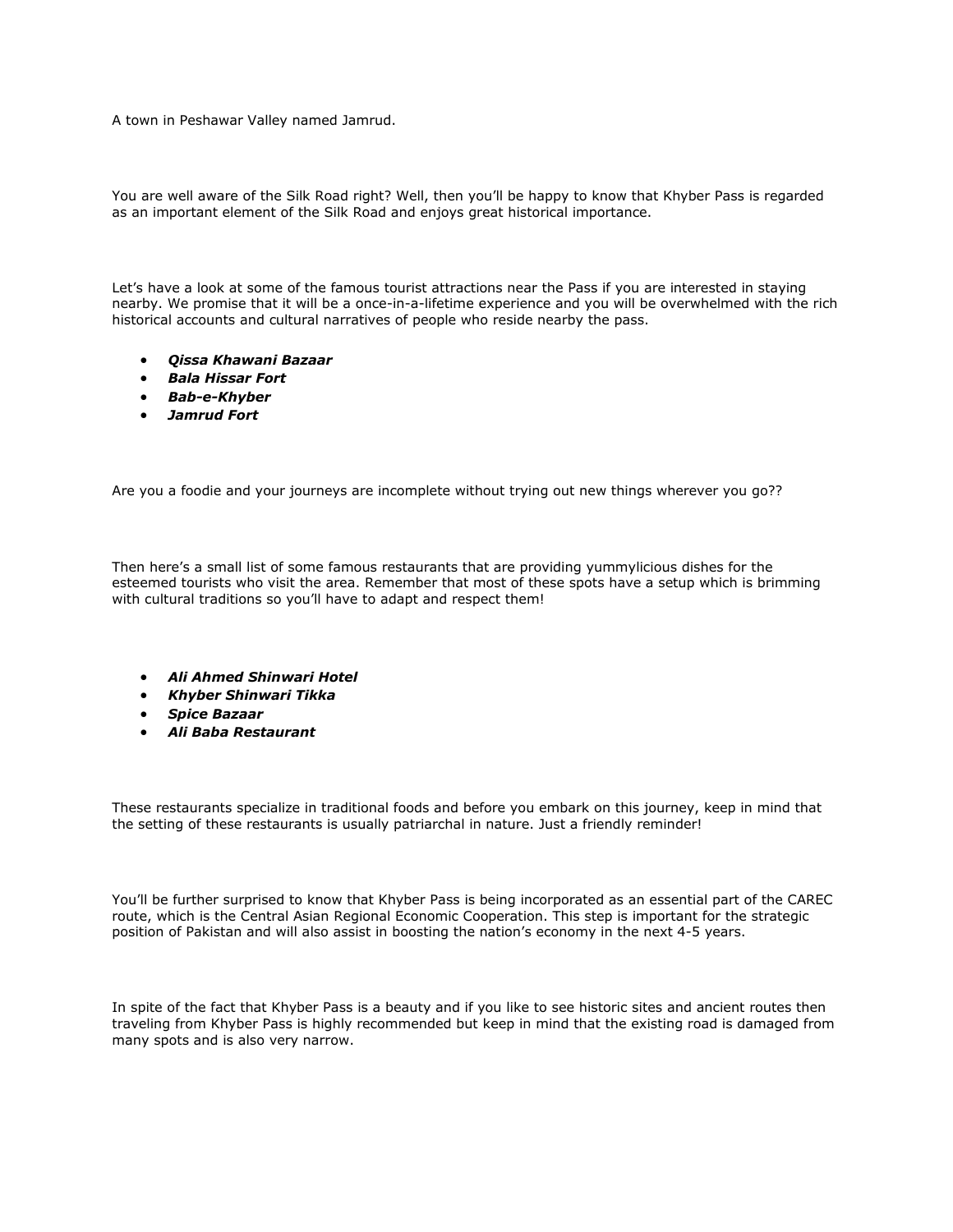A town in Peshawar Valley named Jamrud.

You are well aware of the Silk Road right? Well, then you'll be happy to know that Khyber Pass is regarded as an important element of the Silk Road and enjoys great historical importance.

Let's have a look at some of the famous tourist attractions near the Pass if you are interested in staying nearby. We promise that it will be a once-in-a-lifetime experience and you will be overwhelmed with the rich historical accounts and cultural narratives of people who reside nearby the pass.

- ***Qissa Khawani Bazaar***
- ***Bala Hissar Fort***
- ***Bab-e-Khyber***
- ***Jamrud Fort***

Are you a foodie and your journeys are incomplete without trying out new things wherever you go??

Then here's a small list of some famous restaurants that are providing yummylicious dishes for the esteemed tourists who visit the area. Remember that most of these spots have a setup which is brimming with cultural traditions so you'll have to adapt and respect them!

- ***Ali Ahmed Shinwari Hotel***
- ***Khyber Shinwari Tikka***
- ***Spice Bazaar***
- ***Ali Baba Restaurant***

These restaurants specialize in traditional foods and before you embark on this journey, keep in mind that the setting of these restaurants is usually patriarchal in nature. Just a friendly reminder!

You'll be further surprised to know that Khyber Pass is being incorporated as an essential part of the CAREC route, which is the Central Asian Regional Economic Cooperation. This step is important for the strategic position of Pakistan and will also assist in boosting the nation's economy in the next 4-5 years.

In spite of the fact that Khyber Pass is a beauty and if you like to see historic sites and ancient routes then traveling from Khyber Pass is highly recommended but keep in mind that the existing road is damaged from many spots and is also very narrow.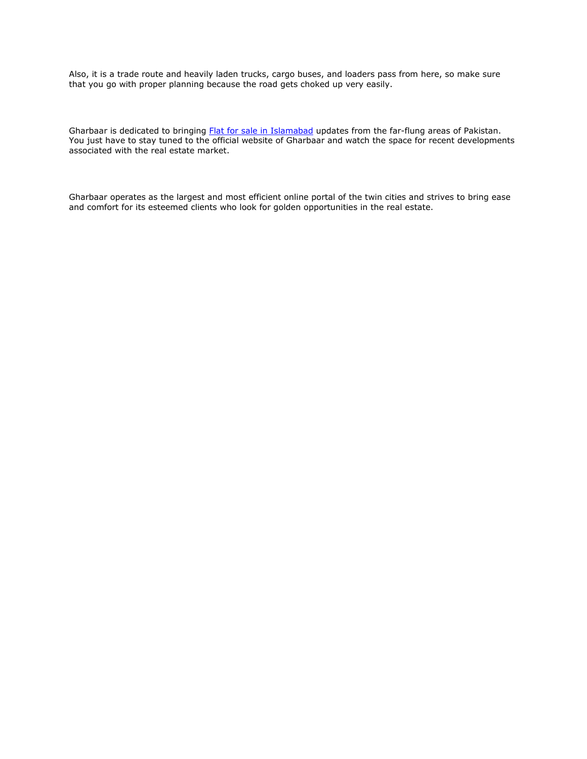Also, it is a trade route and heavily laden trucks, cargo buses, and loaders pass from here, so make sure that you go with proper planning because the road gets choked up very easily.

Gharbaar is dedicated to bringing [Flat for sale in Islamabad] updates from the far-flung areas of Pakistan. You just have to stay tuned to the official website of Gharbaar and watch the space for recent developments associated with the real estate market.

Gharbaar operates as the largest and most efficient online portal of the twin cities and strives to bring ease and comfort for its esteemed clients who look for golden opportunities in the real estate.